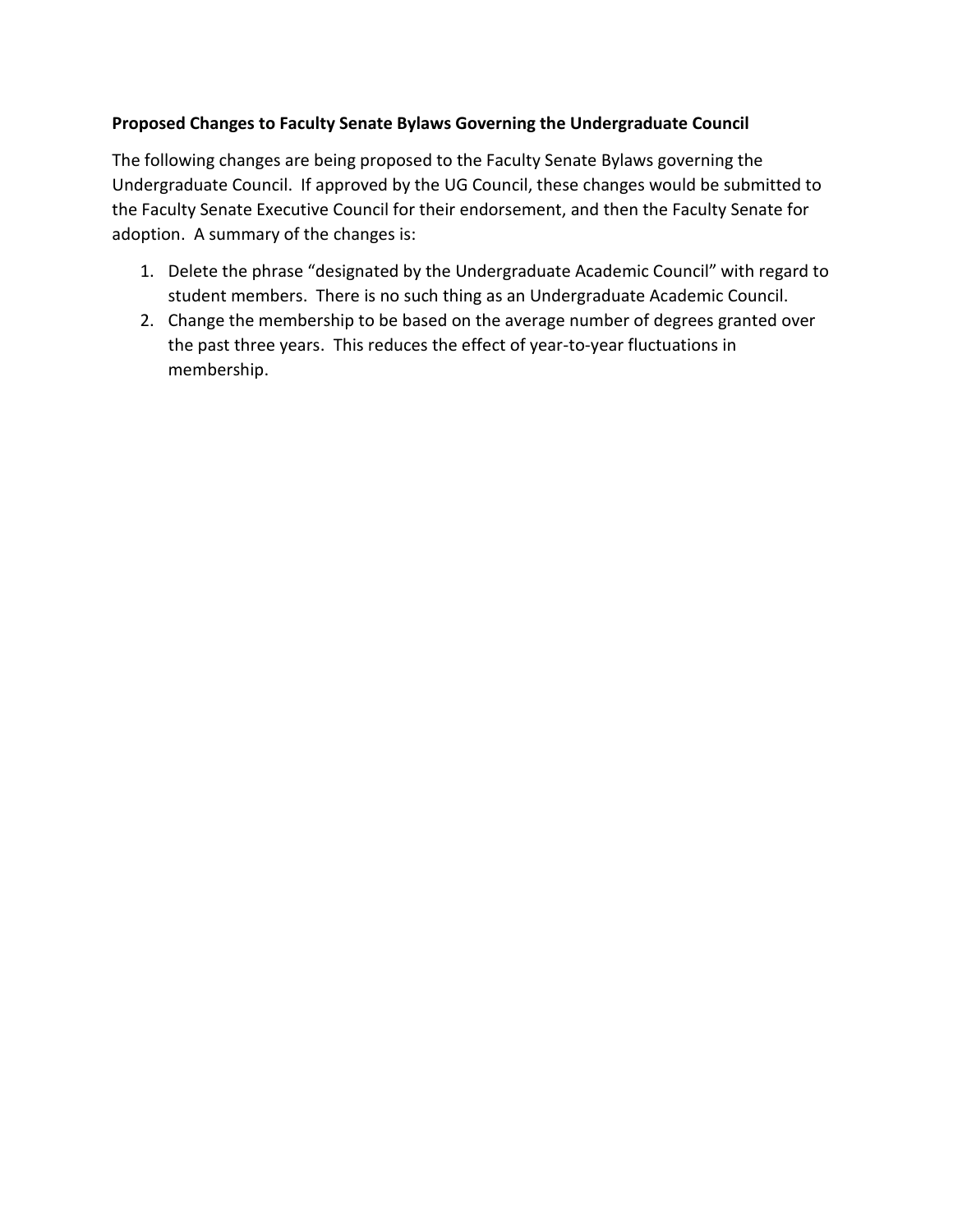**Proposed Changes to Faculty Senate Bylaws Governing the Undergraduate Council**

The following changes are being proposed to the Faculty Senate Bylaws governing the Undergraduate Council. If approved by the UG Council, these changes would be submitted to the Faculty Senate Executive Council for their endorsement, and then the Faculty Senate for adoption. A summary of the changes is:

1. Delete the phrase "designated by the Undergraduate Academic Council" with regard to student members. There is no such thing as an Undergraduate Academic Council.
2. Change the membership to be based on the average number of degrees granted over the past three years. This reduces the effect of year-to-year fluctuations in membership.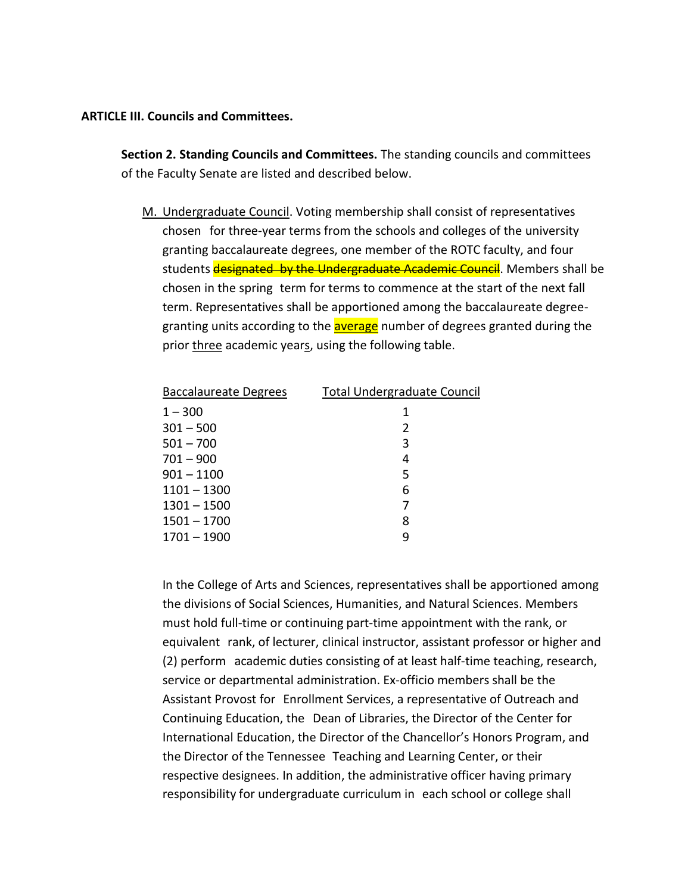**ARTICLE III. Councils and Committees.**

**Section 2. Standing Councils and Committees.** The standing councils and committees of the Faculty Senate are listed and described below.

M. Undergraduate Council. Voting membership shall consist of representatives chosen for three-year terms from the schools and colleges of the university granting baccalaureate degrees, one member of the ROTC faculty, and four students ~~designated by the Undergraduate Academic Council~~. Members shall be chosen in the spring term for terms to commence at the start of the next fall term. Representatives shall be apportioned among the baccalaureate degree-granting units according to the average number of degrees granted during the prior three academic years, using the following table.

| Baccalaureate Degrees | Total Undergraduate Council |
|---|---|
| 1 – 300 | 1 |
| 301 – 500 | 2 |
| 501 – 700 | 3 |
| 701 – 900 | 4 |
| 901 – 1100 | 5 |
| 1101 – 1300 | 6 |
| 1301 – 1500 | 7 |
| 1501 – 1700 | 8 |
| 1701 – 1900 | 9 |

In the College of Arts and Sciences, representatives shall be apportioned among the divisions of Social Sciences, Humanities, and Natural Sciences. Members must hold full-time or continuing part-time appointment with the rank, or equivalent rank, of lecturer, clinical instructor, assistant professor or higher and (2) perform academic duties consisting of at least half-time teaching, research, service or departmental administration. Ex-officio members shall be the Assistant Provost for Enrollment Services, a representative of Outreach and Continuing Education, the Dean of Libraries, the Director of the Center for International Education, the Director of the Chancellor's Honors Program, and the Director of the Tennessee Teaching and Learning Center, or their respective designees. In addition, the administrative officer having primary responsibility for undergraduate curriculum in each school or college shall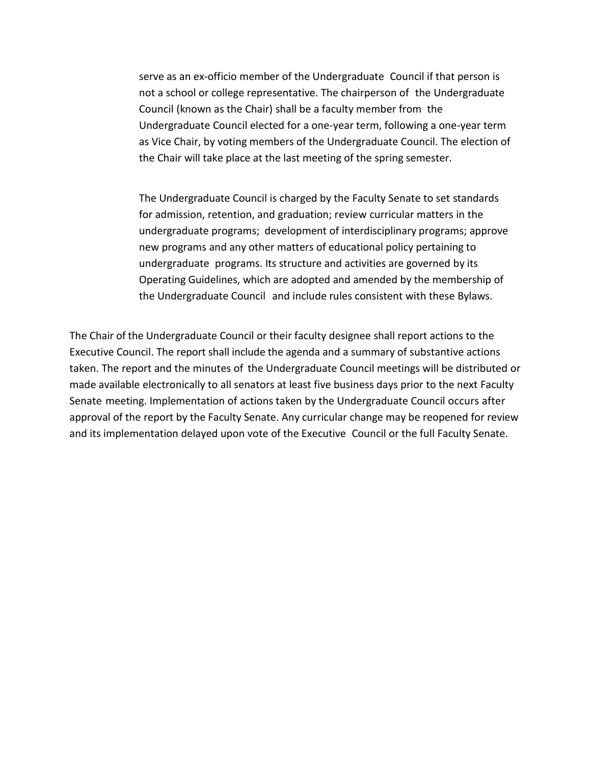serve as an ex-officio member of the Undergraduate Council if that person is not a school or college representative. The chairperson of the Undergraduate Council (known as the Chair) shall be a faculty member from the Undergraduate Council elected for a one-year term, following a one-year term as Vice Chair, by voting members of the Undergraduate Council. The election of the Chair will take place at the last meeting of the spring semester.

The Undergraduate Council is charged by the Faculty Senate to set standards for admission, retention, and graduation; review curricular matters in the undergraduate programs; development of interdisciplinary programs; approve new programs and any other matters of educational policy pertaining to undergraduate programs. Its structure and activities are governed by its Operating Guidelines, which are adopted and amended by the membership of the Undergraduate Council and include rules consistent with these Bylaws.

The Chair of the Undergraduate Council or their faculty designee shall report actions to the Executive Council. The report shall include the agenda and a summary of substantive actions taken. The report and the minutes of the Undergraduate Council meetings will be distributed or made available electronically to all senators at least five business days prior to the next Faculty Senate meeting. Implementation of actions taken by the Undergraduate Council occurs after approval of the report by the Faculty Senate. Any curricular change may be reopened for review and its implementation delayed upon vote of the Executive Council or the full Faculty Senate.